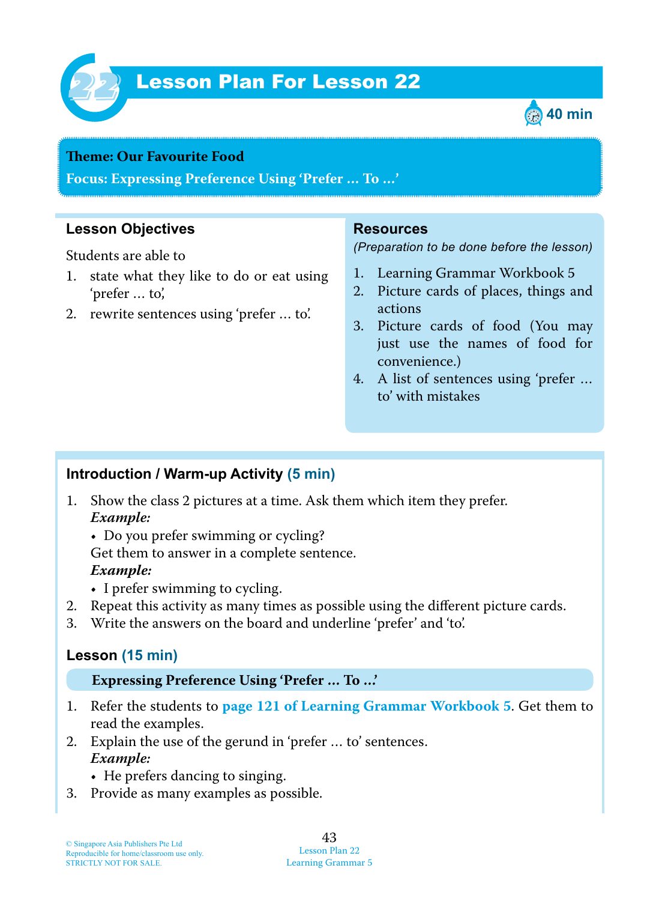# 22 Lesson Plan For Lesson 22

40 min

**Theme: Our Favourite Food**

**Focus: Expressing Preference Using 'Prefer ... To ...'**

### Lesson Objectives

Students are able to

1. state what they like to do or eat using 'prefer ... to',
2. rewrite sentences using 'prefer ... to'.

### Resources

*(Preparation to be done before the lesson)*

1. Learning Grammar Workbook 5
2. Picture cards of places, things and actions
3. Picture cards of food (You may just use the names of food for convenience.)
4. A list of sentences using 'prefer ... to' with mistakes

### Introduction / Warm-up Activity (5 min)

1. Show the class 2 pictures at a time. Ask them which item they prefer.
   ***Example:***
   - Do you prefer swimming or cycling?

   Get them to answer in a complete sentence.
   ***Example:***
   - I prefer swimming to cycling.
2. Repeat this activity as many times as possible using the different picture cards.
3. Write the answers on the board and underline 'prefer' and 'to'.

### Lesson (15 min)

**Expressing Preference Using 'Prefer ... To ...'**

1. Refer the students to **page 121 of Learning Grammar Workbook 5**. Get them to read the examples.
2. Explain the use of the gerund in 'prefer ... to' sentences.
   ***Example:***
   - He prefers dancing to singing.
3. Provide as many examples as possible.

© Singapore Asia Publishers Pte Ltd
Reproducible for home/classroom use only.
STRICTLY NOT FOR SALE.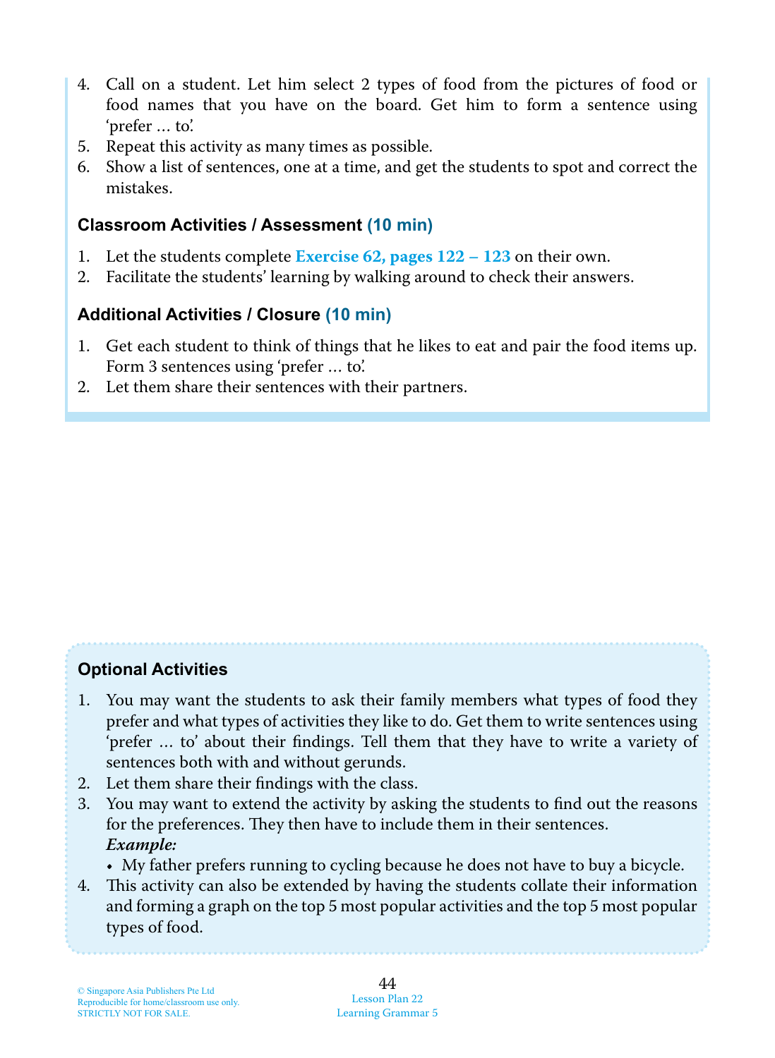4. Call on a student. Let him select 2 types of food from the pictures of food or food names that you have on the board. Get him to form a sentence using 'prefer … to'.
5. Repeat this activity as many times as possible.
6. Show a list of sentences, one at a time, and get the students to spot and correct the mistakes.

### Classroom Activities / Assessment (10 min)

1. Let the students complete **Exercise 62, pages 122 – 123** on their own.
2. Facilitate the students' learning by walking around to check their answers.

### Additional Activities / Closure (10 min)

1. Get each student to think of things that he likes to eat and pair the food items up. Form 3 sentences using 'prefer … to'.
2. Let them share their sentences with their partners.

### Optional Activities

1. You may want the students to ask their family members what types of food they prefer and what types of activities they like to do. Get them to write sentences using 'prefer … to' about their findings. Tell them that they have to write a variety of sentences both with and without gerunds.
2. Let them share their findings with the class.
3. You may want to extend the activity by asking the students to find out the reasons for the preferences. They then have to include them in their sentences.
   ***Example:***
   - My father prefers running to cycling because he does not have to buy a bicycle.
4. This activity can also be extended by having the students collate their information and forming a graph on the top 5 most popular activities and the top 5 most popular types of food.